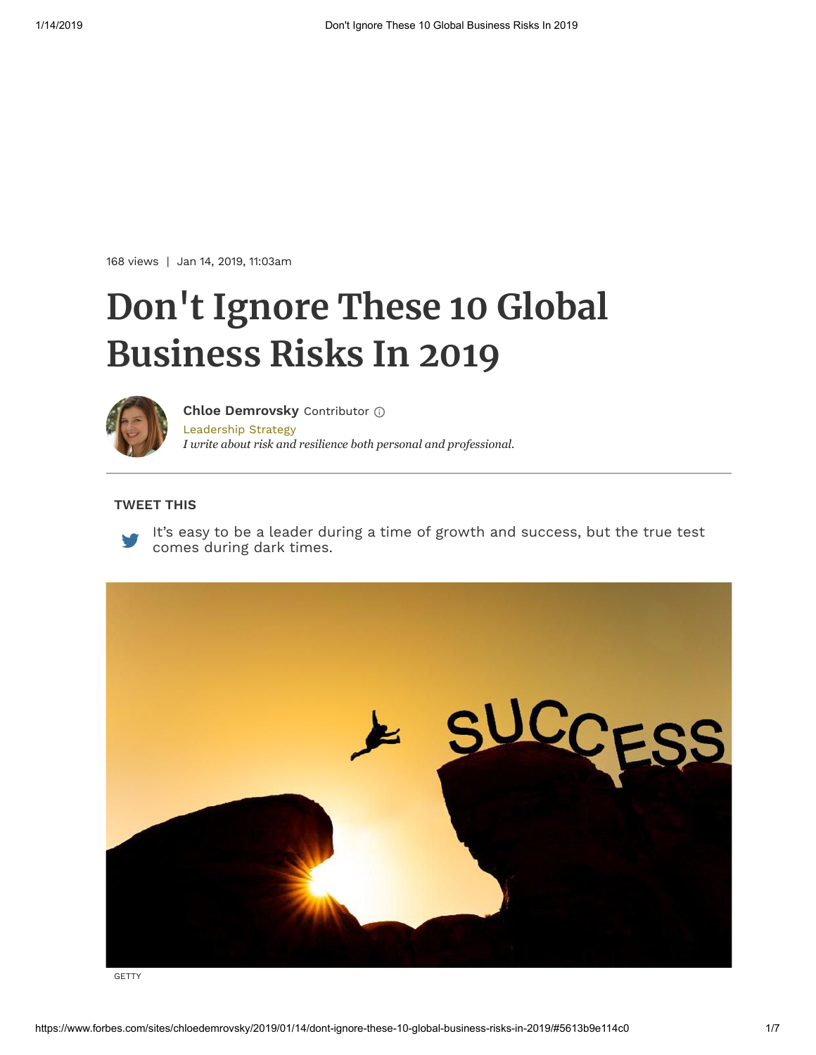168 views | Jan 14, 2019, 11:03am

# Don't Ignore These 10 Global Business Risks In 2019

**Chloe Demrovsky** Contributor

Leadership Strategy

*I write about risk and resilience both personal and professional.*

---

**TWEET THIS**

It's easy to be a leader during a time of growth and success, but the true test comes during dark times.

GETTY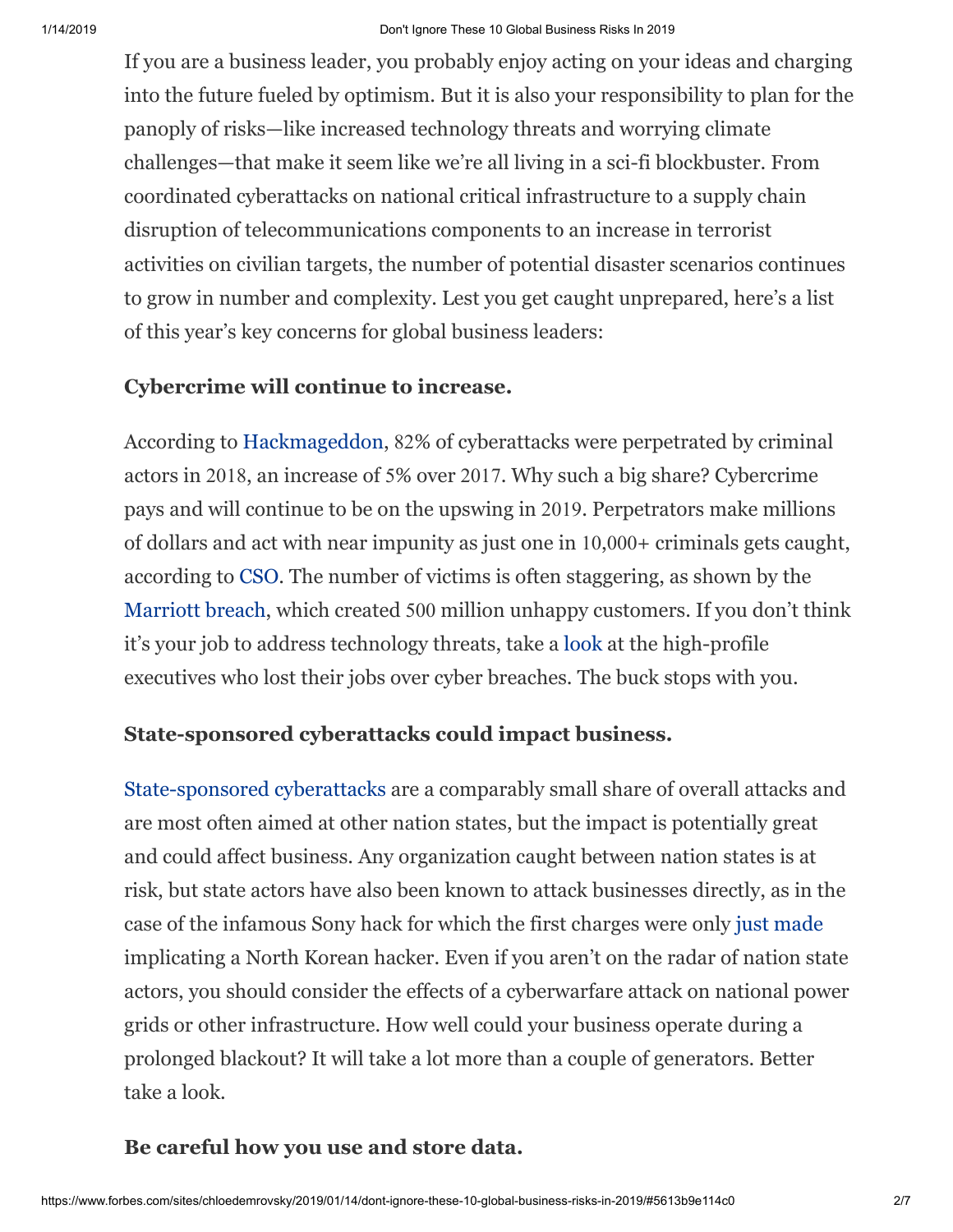If you are a business leader, you probably enjoy acting on your ideas and charging into the future fueled by optimism. But it is also your responsibility to plan for the panoply of risks—like increased technology threats and worrying climate challenges—that make it seem like we're all living in a sci-fi blockbuster. From coordinated cyberattacks on national critical infrastructure to a supply chain disruption of telecommunications components to an increase in terrorist activities on civilian targets, the number of potential disaster scenarios continues to grow in number and complexity. Lest you get caught unprepared, here's a list of this year's key concerns for global business leaders:

**Cybercrime will continue to increase.**

According to Hackmageddon, 82% of cyberattacks were perpetrated by criminal actors in 2018, an increase of 5% over 2017. Why such a big share? Cybercrime pays and will continue to be on the upswing in 2019. Perpetrators make millions of dollars and act with near impunity as just one in 10,000+ criminals gets caught, according to CSO. The number of victims is often staggering, as shown by the Marriott breach, which created 500 million unhappy customers. If you don't think it's your job to address technology threats, take a look at the high-profile executives who lost their jobs over cyber breaches. The buck stops with you.

**State-sponsored cyberattacks could impact business.**

State-sponsored cyberattacks are a comparably small share of overall attacks and are most often aimed at other nation states, but the impact is potentially great and could affect business. Any organization caught between nation states is at risk, but state actors have also been known to attack businesses directly, as in the case of the infamous Sony hack for which the first charges were only just made implicating a North Korean hacker. Even if you aren't on the radar of nation state actors, you should consider the effects of a cyberwarfare attack on national power grids or other infrastructure. How well could your business operate during a prolonged blackout? It will take a lot more than a couple of generators. Better take a look.

**Be careful how you use and store data.**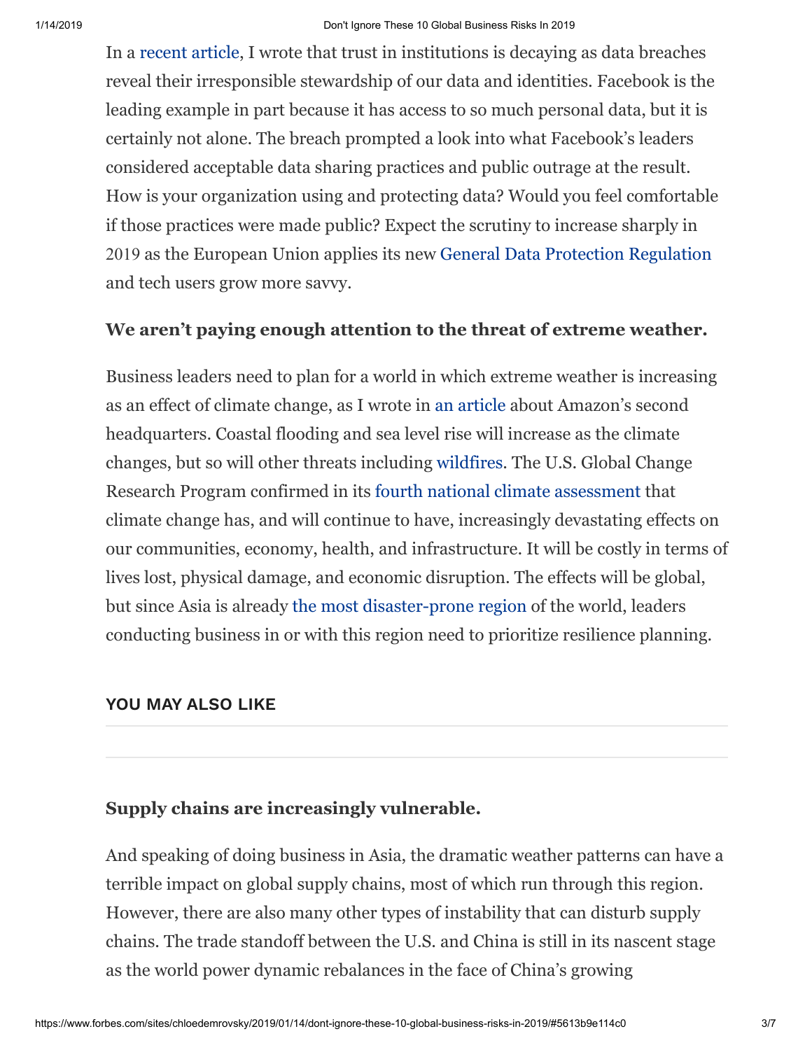In a recent article, I wrote that trust in institutions is decaying as data breaches reveal their irresponsible stewardship of our data and identities. Facebook is the leading example in part because it has access to so much personal data, but it is certainly not alone. The breach prompted a look into what Facebook's leaders considered acceptable data sharing practices and public outrage at the result. How is your organization using and protecting data? Would you feel comfortable if those practices were made public? Expect the scrutiny to increase sharply in 2019 as the European Union applies its new General Data Protection Regulation and tech users grow more savvy.

**We aren't paying enough attention to the threat of extreme weather.**

Business leaders need to plan for a world in which extreme weather is increasing as an effect of climate change, as I wrote in an article about Amazon's second headquarters. Coastal flooding and sea level rise will increase as the climate changes, but so will other threats including wildfires. The U.S. Global Change Research Program confirmed in its fourth national climate assessment that climate change has, and will continue to have, increasingly devastating effects on our communities, economy, health, and infrastructure. It will be costly in terms of lives lost, physical damage, and economic disruption. The effects will be global, but since Asia is already the most disaster-prone region of the world, leaders conducting business in or with this region need to prioritize resilience planning.

YOU MAY ALSO LIKE

**Supply chains are increasingly vulnerable.**

And speaking of doing business in Asia, the dramatic weather patterns can have a terrible impact on global supply chains, most of which run through this region. However, there are also many other types of instability that can disturb supply chains. The trade standoff between the U.S. and China is still in its nascent stage as the world power dynamic rebalances in the face of China's growing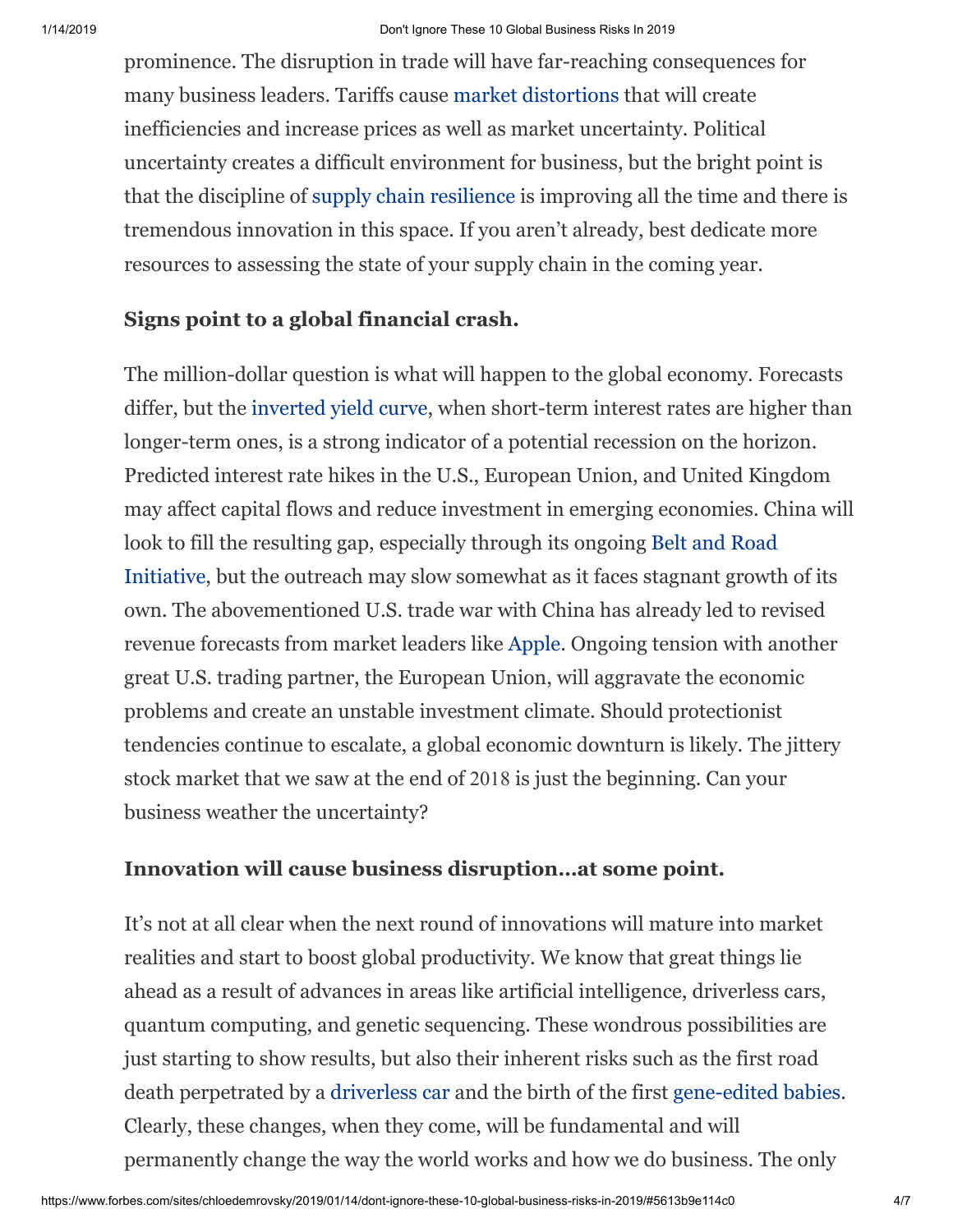prominence. The disruption in trade will have far-reaching consequences for many business leaders. Tariffs cause market distortions that will create inefficiencies and increase prices as well as market uncertainty. Political uncertainty creates a difficult environment for business, but the bright point is that the discipline of supply chain resilience is improving all the time and there is tremendous innovation in this space. If you aren't already, best dedicate more resources to assessing the state of your supply chain in the coming year.

**Signs point to a global financial crash.**

The million-dollar question is what will happen to the global economy. Forecasts differ, but the inverted yield curve, when short-term interest rates are higher than longer-term ones, is a strong indicator of a potential recession on the horizon. Predicted interest rate hikes in the U.S., European Union, and United Kingdom may affect capital flows and reduce investment in emerging economies. China will look to fill the resulting gap, especially through its ongoing Belt and Road Initiative, but the outreach may slow somewhat as it faces stagnant growth of its own. The abovementioned U.S. trade war with China has already led to revised revenue forecasts from market leaders like Apple. Ongoing tension with another great U.S. trading partner, the European Union, will aggravate the economic problems and create an unstable investment climate. Should protectionist tendencies continue to escalate, a global economic downturn is likely. The jittery stock market that we saw at the end of 2018 is just the beginning. Can your business weather the uncertainty?

**Innovation will cause business disruption…at some point.**

It's not at all clear when the next round of innovations will mature into market realities and start to boost global productivity. We know that great things lie ahead as a result of advances in areas like artificial intelligence, driverless cars, quantum computing, and genetic sequencing. These wondrous possibilities are just starting to show results, but also their inherent risks such as the first road death perpetrated by a driverless car and the birth of the first gene-edited babies. Clearly, these changes, when they come, will be fundamental and will permanently change the way the world works and how we do business. The only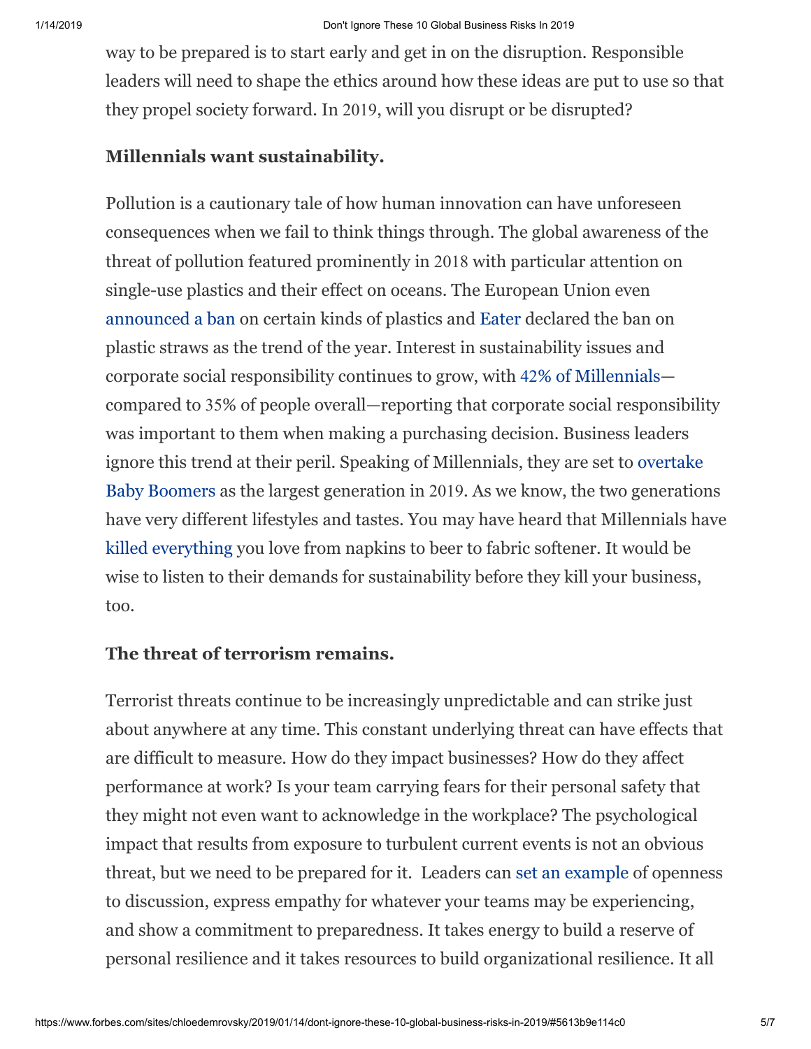way to be prepared is to start early and get in on the disruption. Responsible leaders will need to shape the ethics around how these ideas are put to use so that they propel society forward. In 2019, will you disrupt or be disrupted?

### Millennials want sustainability.

Pollution is a cautionary tale of how human innovation can have unforeseen consequences when we fail to think things through. The global awareness of the threat of pollution featured prominently in 2018 with particular attention on single-use plastics and their effect on oceans. The European Union even announced a ban on certain kinds of plastics and Eater declared the ban on plastic straws as the trend of the year. Interest in sustainability issues and corporate social responsibility continues to grow, with 42% of Millennials—compared to 35% of people overall—reporting that corporate social responsibility was important to them when making a purchasing decision. Business leaders ignore this trend at their peril. Speaking of Millennials, they are set to overtake Baby Boomers as the largest generation in 2019. As we know, the two generations have very different lifestyles and tastes. You may have heard that Millennials have killed everything you love from napkins to beer to fabric softener. It would be wise to listen to their demands for sustainability before they kill your business, too.

### The threat of terrorism remains.

Terrorist threats continue to be increasingly unpredictable and can strike just about anywhere at any time. This constant underlying threat can have effects that are difficult to measure. How do they impact businesses? How do they affect performance at work? Is your team carrying fears for their personal safety that they might not even want to acknowledge in the workplace? The psychological impact that results from exposure to turbulent current events is not an obvious threat, but we need to be prepared for it. Leaders can set an example of openness to discussion, express empathy for whatever your teams may be experiencing, and show a commitment to preparedness. It takes energy to build a reserve of personal resilience and it takes resources to build organizational resilience. It all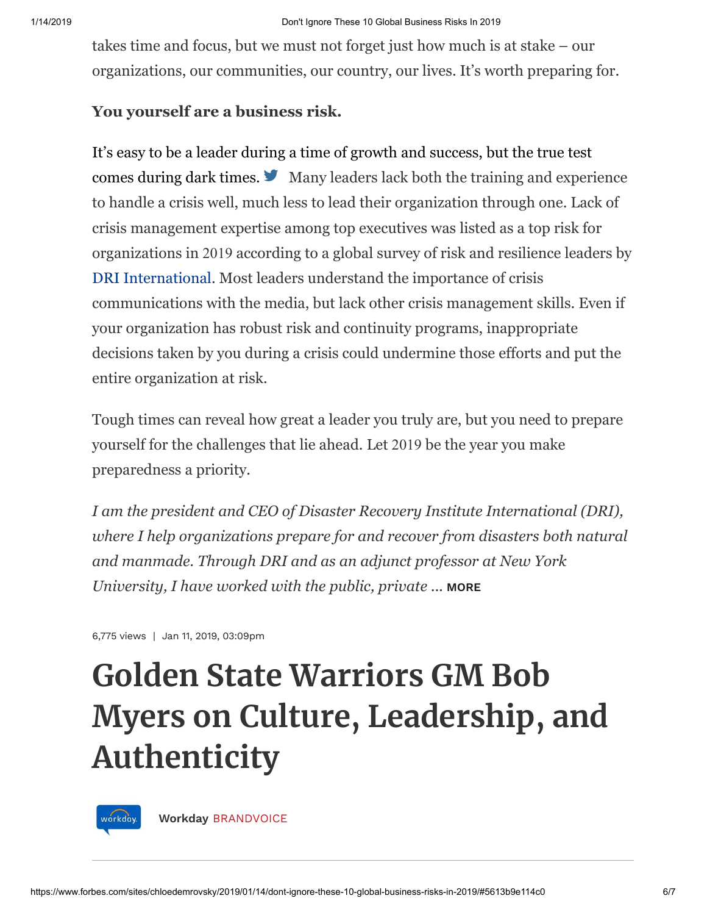takes time and focus, but we must not forget just how much is at stake – our organizations, our communities, our country, our lives. It's worth preparing for.

**You yourself are a business risk.**

It's easy to be a leader during a time of growth and success, but the true test comes during dark times. Many leaders lack both the training and experience to handle a crisis well, much less to lead their organization through one. Lack of crisis management expertise among top executives was listed as a top risk for organizations in 2019 according to a global survey of risk and resilience leaders by DRI International. Most leaders understand the importance of crisis communications with the media, but lack other crisis management skills. Even if your organization has robust risk and continuity programs, inappropriate decisions taken by you during a crisis could undermine those efforts and put the entire organization at risk.

Tough times can reveal how great a leader you truly are, but you need to prepare yourself for the challenges that lie ahead. Let 2019 be the year you make preparedness a priority.

*I am the president and CEO of Disaster Recovery Institute International (DRI), where I help organizations prepare for and recover from disasters both natural and manmade. Through DRI and as an adjunct professor at New York University, I have worked with the public, private …* **MORE**

6,775 views | Jan 11, 2019, 03:09pm

# Golden State Warriors GM Bob Myers on Culture, Leadership, and Authenticity

**Workday** BRANDVOICE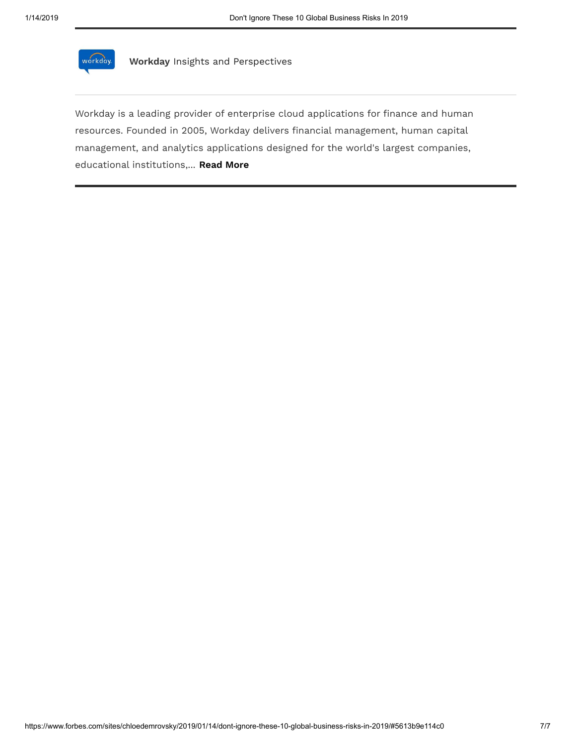**Workday** Insights and Perspectives

Workday is a leading provider of enterprise cloud applications for finance and human resources. Founded in 2005, Workday delivers financial management, human capital management, and analytics applications designed for the world's largest companies, educational institutions,... **Read More**